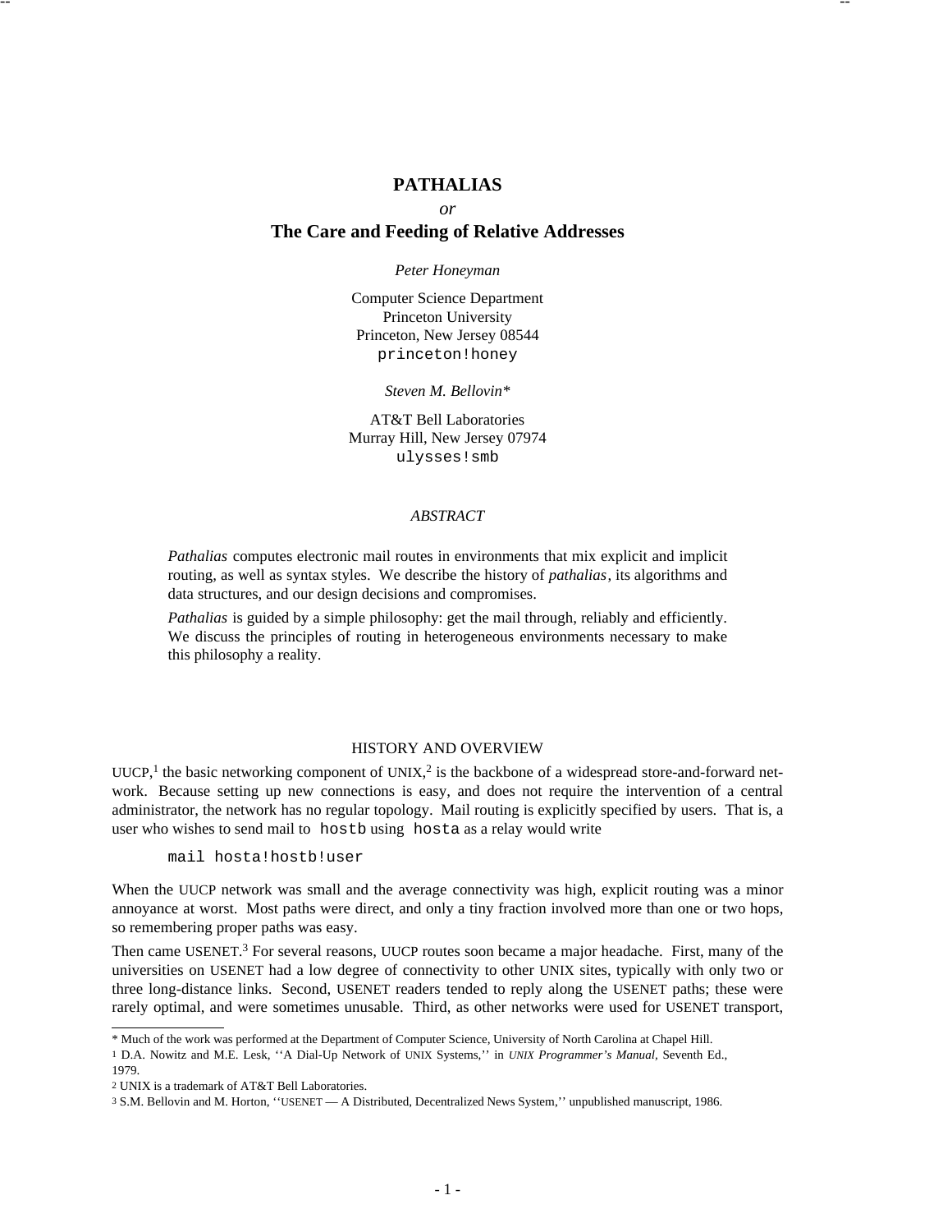# PATHALIAS

*or*

# The Care and Feeding of Relative Addresses

*Peter Honeyman*

Computer Science Department
Princeton University
Princeton, New Jersey 08544
`princeton!honey`

*Steven M. Bellovin**

AT&T Bell Laboratories
Murray Hill, New Jersey 07974
`ulysses!smb`

*ABSTRACT*

*Pathalias* computes electronic mail routes in environments that mix explicit and implicit routing, as well as syntax styles. We describe the history of *pathalias*, its algorithms and data structures, and our design decisions and compromises.

*Pathalias* is guided by a simple philosophy: get the mail through, reliably and efficiently. We discuss the principles of routing in heterogeneous environments necessary to make this philosophy a reality.

## HISTORY AND OVERVIEW

UUCP,[1] the basic networking component of UNIX,[2] is the backbone of a widespread store-and-forward network. Because setting up new connections is easy, and does not require the intervention of a central administrator, the network has no regular topology. Mail routing is explicitly specified by users. That is, a user who wishes to send mail to `hostb` using `hosta` as a relay would write

```
mail hosta!hostb!user
```

When the UUCP network was small and the average connectivity was high, explicit routing was a minor annoyance at worst. Most paths were direct, and only a tiny fraction involved more than one or two hops, so remembering proper paths was easy.

Then came USENET.[3] For several reasons, UUCP routes soon became a major headache. First, many of the universities on USENET had a low degree of connectivity to other UNIX sites, typically with only two or three long-distance links. Second, USENET readers tended to reply along the USENET paths; these were rarely optimal, and were sometimes unusable. Third, as other networks were used for USENET transport,

---

\* Much of the work was performed at the Department of Computer Science, University of North Carolina at Chapel Hill.

1 D.A. Nowitz and M.E. Lesk, ''A Dial-Up Network of UNIX Systems,'' in *UNIX Programmer's Manual*, Seventh Ed., 1979.

2 UNIX is a trademark of AT&T Bell Laboratories.

3 S.M. Bellovin and M. Horton, ''USENET — A Distributed, Decentralized News System,'' unpublished manuscript, 1986.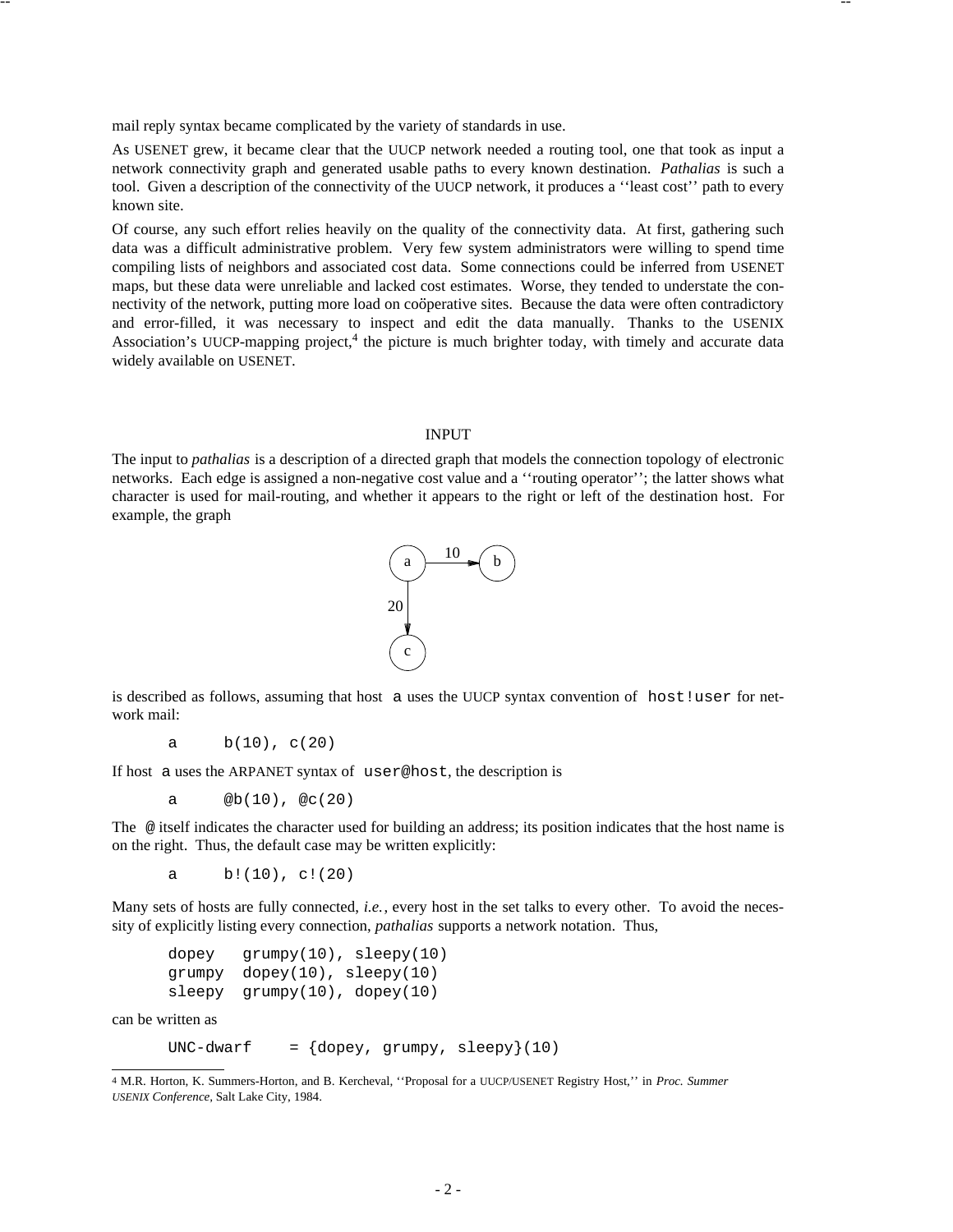mail reply syntax became complicated by the variety of standards in use.

As USENET grew, it became clear that the UUCP network needed a routing tool, one that took as input a network connectivity graph and generated usable paths to every known destination. *Pathalias* is such a tool. Given a description of the connectivity of the UUCP network, it produces a ''least cost'' path to every known site.

Of course, any such effort relies heavily on the quality of the connectivity data. At first, gathering such data was a difficult administrative problem. Very few system administrators were willing to spend time compiling lists of neighbors and associated cost data. Some connections could be inferred from USENET maps, but these data were unreliable and lacked cost estimates. Worse, they tended to understate the connectivity of the network, putting more load on coöperative sites. Because the data were often contradictory and error-filled, it was necessary to inspect and edit the data manually. Thanks to the USENIX Association's UUCP-mapping project,[4] the picture is much brighter today, with timely and accurate data widely available on USENET.

## INPUT

The input to *pathalias* is a description of a directed graph that models the connection topology of electronic networks. Each edge is assigned a non-negative cost value and a ''routing operator''; the latter shows what character is used for mail-routing, and whether it appears to the right or left of the destination host. For example, the graph

is described as follows, assuming that host `a` uses the UUCP syntax convention of `host!user` for network mail:

```
a     b(10), c(20)
```

If host `a` uses the ARPANET syntax of `user@host`, the description is

```
a     @b(10), @c(20)
```

The `@` itself indicates the character used for building an address; its position indicates that the host name is on the right. Thus, the default case may be written explicitly:

```
a     b!(10), c!(20)
```

Many sets of hosts are fully connected, *i.e.*, every host in the set talks to every other. To avoid the necessity of explicitly listing every connection, *pathalias* supports a network notation. Thus,

```
dopey   grumpy(10), sleepy(10)
grumpy  dopey(10), sleepy(10)
sleepy  grumpy(10), dopey(10)
```

can be written as

```
UNC-dwarf    = {dopey, grumpy, sleepy}(10)
```

[4] M.R. Horton, K. Summers-Horton, and B. Kercheval, ''Proposal for a UUCP/USENET Registry Host,'' in *Proc. Summer USENIX Conference*, Salt Lake City, 1984.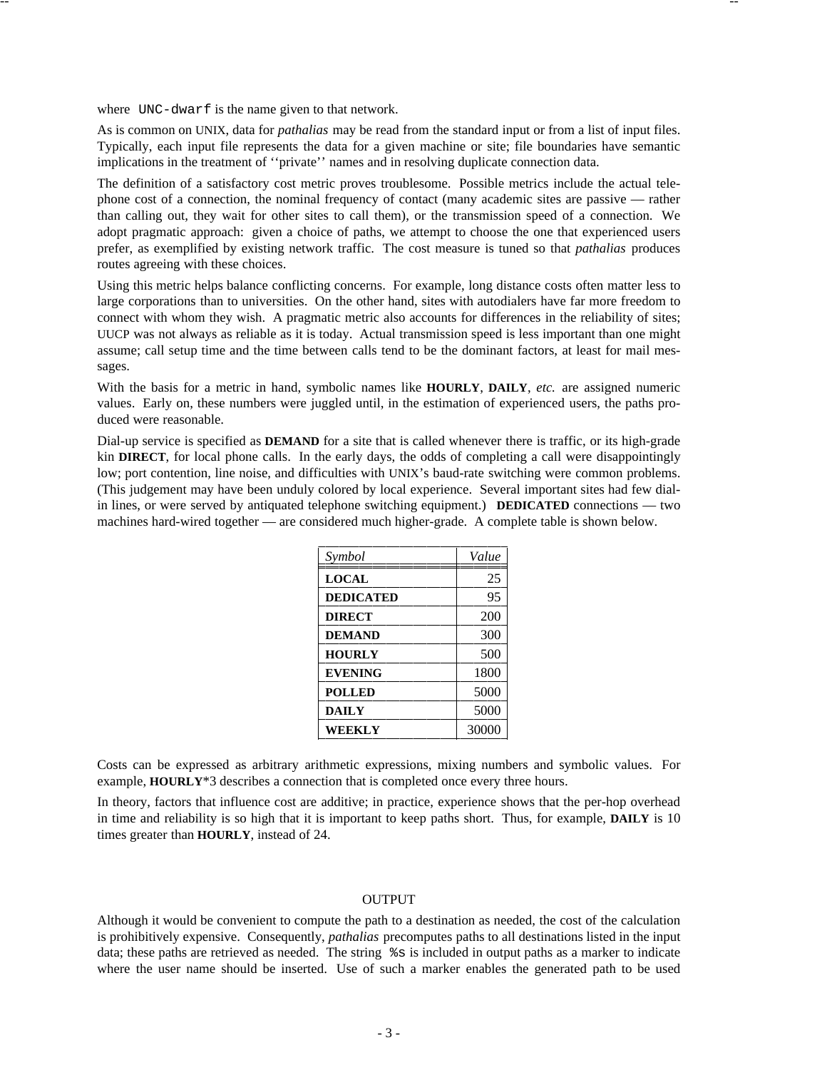where `UNC-dwarf` is the name given to that network.

As is common on UNIX, data for *pathalias* may be read from the standard input or from a list of input files. Typically, each input file represents the data for a given machine or site; file boundaries have semantic implications in the treatment of ''private'' names and in resolving duplicate connection data.

The definition of a satisfactory cost metric proves troublesome. Possible metrics include the actual telephone cost of a connection, the nominal frequency of contact (many academic sites are passive — rather than calling out, they wait for other sites to call them), or the transmission speed of a connection. We adopt pragmatic approach: given a choice of paths, we attempt to choose the one that experienced users prefer, as exemplified by existing network traffic. The cost measure is tuned so that *pathalias* produces routes agreeing with these choices.

Using this metric helps balance conflicting concerns. For example, long distance costs often matter less to large corporations than to universities. On the other hand, sites with autodialers have far more freedom to connect with whom they wish. A pragmatic metric also accounts for differences in the reliability of sites; UUCP was not always as reliable as it is today. Actual transmission speed is less important than one might assume; call setup time and the time between calls tend to be the dominant factors, at least for mail messages.

With the basis for a metric in hand, symbolic names like **HOURLY**, **DAILY**, *etc.* are assigned numeric values. Early on, these numbers were juggled until, in the estimation of experienced users, the paths produced were reasonable.

Dial-up service is specified as **DEMAND** for a site that is called whenever there is traffic, or its high-grade kin **DIRECT**, for local phone calls. In the early days, the odds of completing a call were disappointingly low; port contention, line noise, and difficulties with UNIX's baud-rate switching were common problems. (This judgement may have been unduly colored by local experience. Several important sites had few dial-in lines, or were served by antiquated telephone switching equipment.) **DEDICATED** connections — two machines hard-wired together — are considered much higher-grade. A complete table is shown below.

| *Symbol* | *Value* |
|---|---:|
| **LOCAL** | 25 |
| **DEDICATED** | 95 |
| **DIRECT** | 200 |
| **DEMAND** | 300 |
| **HOURLY** | 500 |
| **EVENING** | 1800 |
| **POLLED** | 5000 |
| **DAILY** | 5000 |
| **WEEKLY** | 30000 |

Costs can be expressed as arbitrary arithmetic expressions, mixing numbers and symbolic values. For example, **HOURLY**\*3 describes a connection that is completed once every three hours.

In theory, factors that influence cost are additive; in practice, experience shows that the per-hop overhead in time and reliability is so high that it is important to keep paths short. Thus, for example, **DAILY** is 10 times greater than **HOURLY**, instead of 24.

## OUTPUT

Although it would be convenient to compute the path to a destination as needed, the cost of the calculation is prohibitively expensive. Consequently, *pathalias* precomputes paths to all destinations listed in the input data; these paths are retrieved as needed. The string `%s` is included in output paths as a marker to indicate where the user name should be inserted. Use of such a marker enables the generated path to be used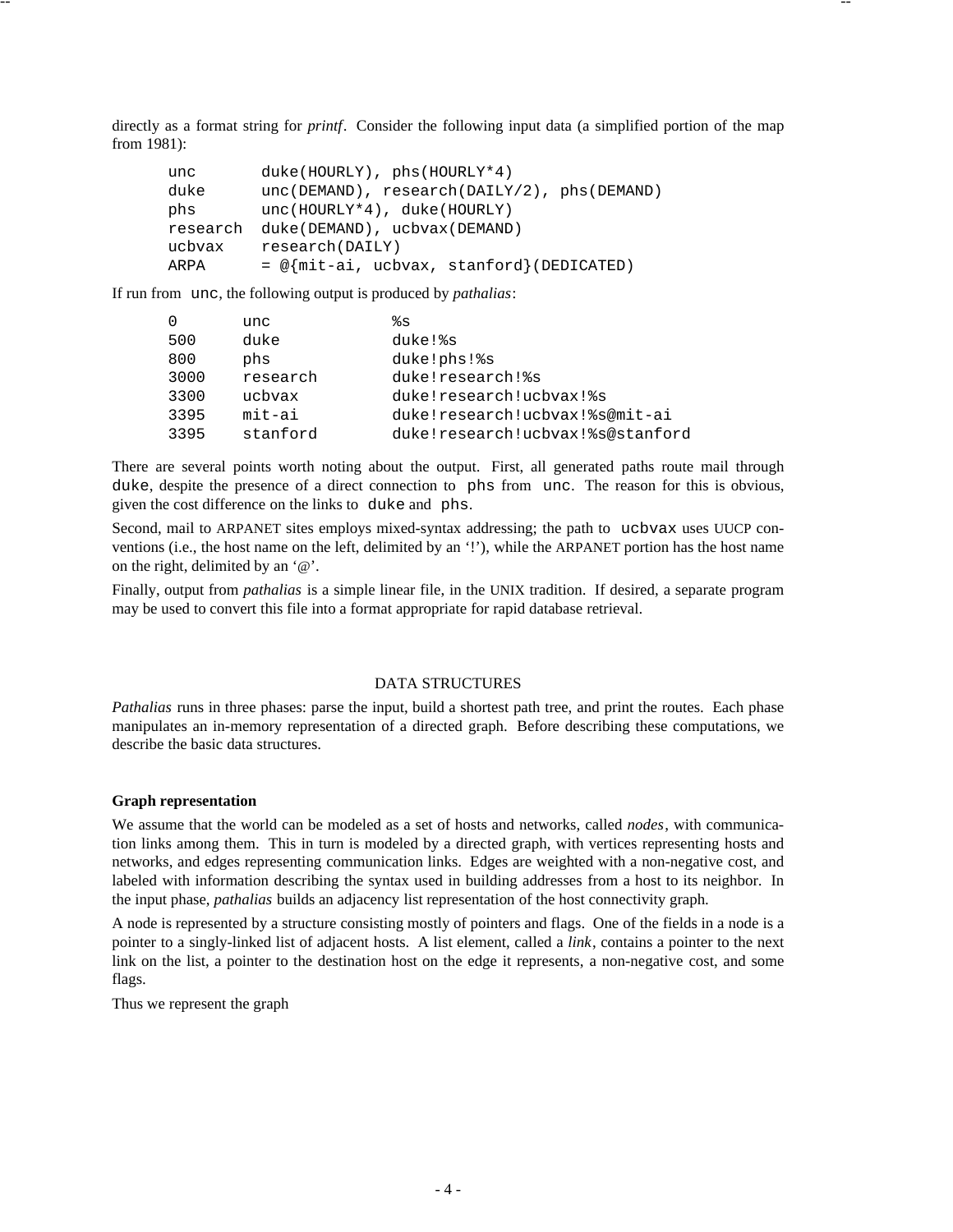directly as a format string for *printf*. Consider the following input data (a simplified portion of the map from 1981):

```
unc       duke(HOURLY), phs(HOURLY*4)
duke      unc(DEMAND), research(DAILY/2), phs(DEMAND)
phs       unc(HOURLY*4), duke(HOURLY)
research  duke(DEMAND), ucbvax(DEMAND)
ucbvax    research(DAILY)
ARPA      = @{mit-ai, ucbvax, stanford}(DEDICATED)
```

If run from unc, the following output is produced by *pathalias*:

```
0       unc          %s
500     duke         duke!%s
800     phs          duke!phs!%s
3000    research     duke!research!%s
3300    ucbvax       duke!research!ucbvax!%s
3395    mit-ai       duke!research!ucbvax!%s@mit-ai
3395    stanford     duke!research!ucbvax!%s@stanford
```

There are several points worth noting about the output. First, all generated paths route mail through duke, despite the presence of a direct connection to phs from unc. The reason for this is obvious, given the cost difference on the links to duke and phs.

Second, mail to ARPANET sites employs mixed-syntax addressing; the path to ucbvax uses UUCP conventions (i.e., the host name on the left, delimited by an '!'), while the ARPANET portion has the host name on the right, delimited by an '@'.

Finally, output from *pathalias* is a simple linear file, in the UNIX tradition. If desired, a separate program may be used to convert this file into a format appropriate for rapid database retrieval.

## DATA STRUCTURES

*Pathalias* runs in three phases: parse the input, build a shortest path tree, and print the routes. Each phase manipulates an in-memory representation of a directed graph. Before describing these computations, we describe the basic data structures.

### Graph representation

We assume that the world can be modeled as a set of hosts and networks, called *nodes*, with communication links among them. This in turn is modeled by a directed graph, with vertices representing hosts and networks, and edges representing communication links. Edges are weighted with a non-negative cost, and labeled with information describing the syntax used in building addresses from a host to its neighbor. In the input phase, *pathalias* builds an adjacency list representation of the host connectivity graph.

A node is represented by a structure consisting mostly of pointers and flags. One of the fields in a node is a pointer to a singly-linked list of adjacent hosts. A list element, called a *link*, contains a pointer to the next link on the list, a pointer to the destination host on the edge it represents, a non-negative cost, and some flags.

Thus we represent the graph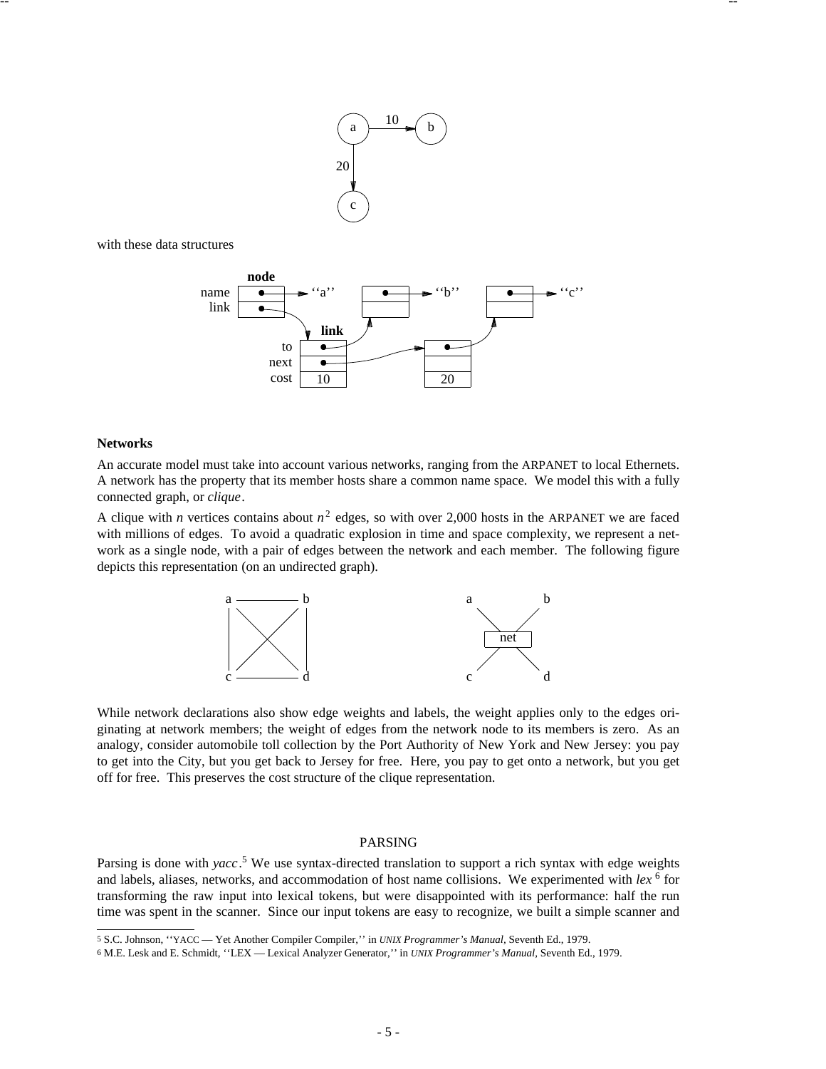with these data structures

**Networks**

An accurate model must take into account various networks, ranging from the ARPANET to local Ethernets. A network has the property that its member hosts share a common name space. We model this with a fully connected graph, or *clique*.

A clique with $n$ vertices contains about $n^2$ edges, so with over 2,000 hosts in the ARPANET we are faced with millions of edges. To avoid a quadratic explosion in time and space complexity, we represent a network as a single node, with a pair of edges between the network and each member. The following figure depicts this representation (on an undirected graph).

While network declarations also show edge weights and labels, the weight applies only to the edges originating at network members; the weight of edges from the network node to its members is zero. As an analogy, consider automobile toll collection by the Port Authority of New York and New Jersey: you pay to get into the City, but you get back to Jersey for free. Here, you pay to get onto a network, but you get off for free. This preserves the cost structure of the clique representation.

## PARSING

Parsing is done with *yacc*.[5] We use syntax-directed translation to support a rich syntax with edge weights and labels, aliases, networks, and accommodation of host name collisions. We experimented with *lex*[6] for transforming the raw input into lexical tokens, but were disappointed with its performance: half the run time was spent in the scanner. Since our input tokens are easy to recognize, we built a simple scanner and

---

[5] S.C. Johnson, ''YACC — Yet Another Compiler Compiler,'' in *UNIX Programmer's Manual*, Seventh Ed., 1979.

[6] M.E. Lesk and E. Schmidt, ''LEX — Lexical Analyzer Generator,'' in *UNIX Programmer's Manual*, Seventh Ed., 1979.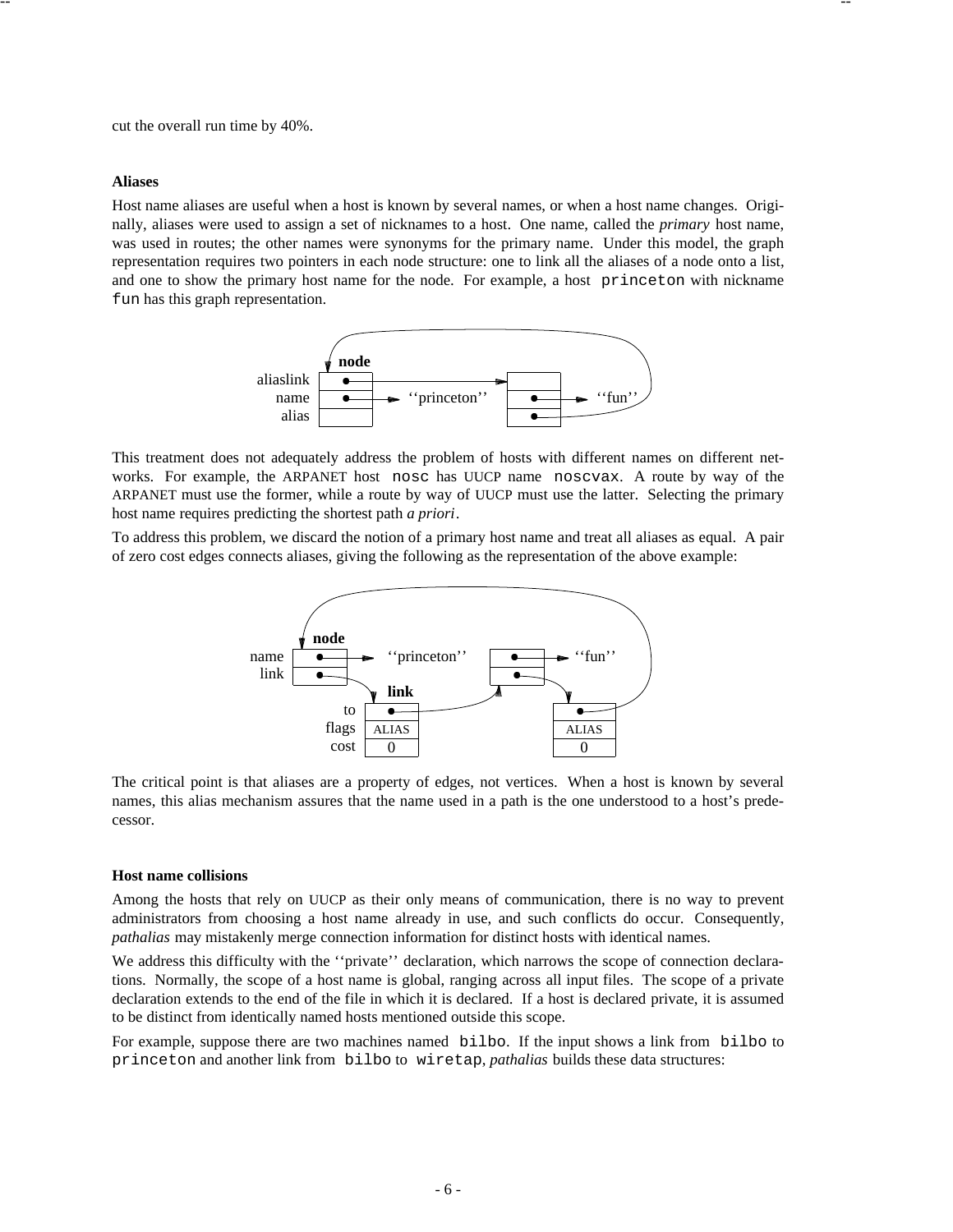cut the overall run time by 40%.

**Aliases**

Host name aliases are useful when a host is known by several names, or when a host name changes. Originally, aliases were used to assign a set of nicknames to a host. One name, called the *primary* host name, was used in routes; the other names were synonyms for the primary name. Under this model, the graph representation requires two pointers in each node structure: one to link all the aliases of a node onto a list, and one to show the primary host name for the node. For example, a host `princeton` with nickname `fun` has this graph representation.

This treatment does not adequately address the problem of hosts with different names on different networks. For example, the ARPANET host `nosc` has UUCP name `noscvax`. A route by way of the ARPANET must use the former, while a route by way of UUCP must use the latter. Selecting the primary host name requires predicting the shortest path *a priori*.

To address this problem, we discard the notion of a primary host name and treat all aliases as equal. A pair of zero cost edges connects aliases, giving the following as the representation of the above example:

The critical point is that aliases are a property of edges, not vertices. When a host is known by several names, this alias mechanism assures that the name used in a path is the one understood to a host's predecessor.

**Host name collisions**

Among the hosts that rely on UUCP as their only means of communication, there is no way to prevent administrators from choosing a host name already in use, and such conflicts do occur. Consequently, *pathalias* may mistakenly merge connection information for distinct hosts with identical names.

We address this difficulty with the ''private'' declaration, which narrows the scope of connection declarations. Normally, the scope of a host name is global, ranging across all input files. The scope of a private declaration extends to the end of the file in which it is declared. If a host is declared private, it is assumed to be distinct from identically named hosts mentioned outside this scope.

For example, suppose there are two machines named `bilbo`. If the input shows a link from `bilbo` to `princeton` and another link from `bilbo` to `wiretap`, *pathalias* builds these data structures: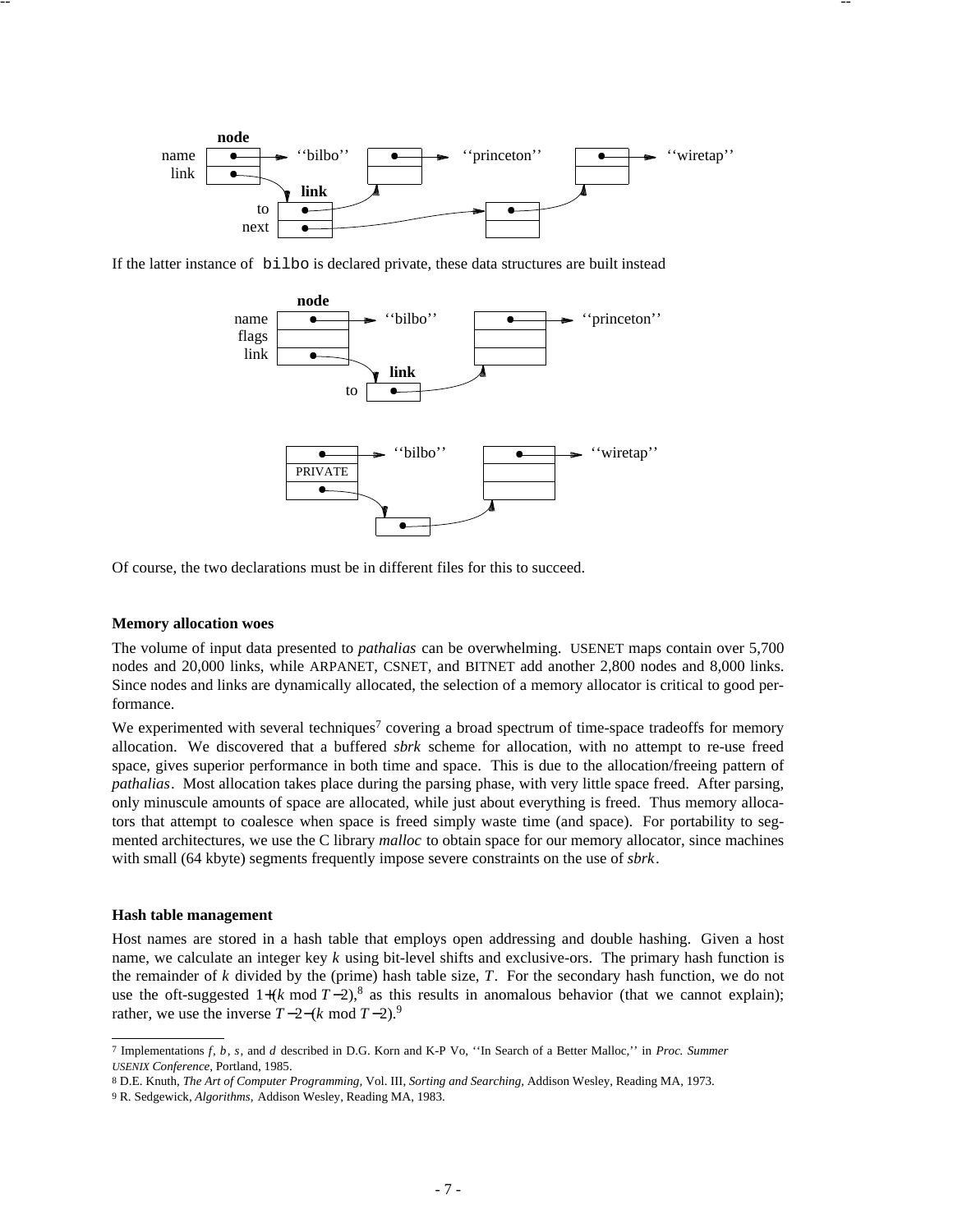If the latter instance of `bilbo` is declared private, these data structures are built instead

Of course, the two declarations must be in different files for this to succeed.

### Memory allocation woes

The volume of input data presented to *pathalias* can be overwhelming. USENET maps contain over 5,700 nodes and 20,000 links, while ARPANET, CSNET, and BITNET add another 2,800 nodes and 8,000 links. Since nodes and links are dynamically allocated, the selection of a memory allocator is critical to good performance.

We experimented with several techniques[7] covering a broad spectrum of time-space tradeoffs for memory allocation. We discovered that a buffered *sbrk* scheme for allocation, with no attempt to re-use freed space, gives superior performance in both time and space. This is due to the allocation/freeing pattern of *pathalias*. Most allocation takes place during the parsing phase, with very little space freed. After parsing, only minuscule amounts of space are allocated, while just about everything is freed. Thus memory allocators that attempt to coalesce when space is freed simply waste time (and space). For portability to segmented architectures, we use the C library *malloc* to obtain space for our memory allocator, since machines with small (64 kbyte) segments frequently impose severe constraints on the use of *sbrk*.

### Hash table management

Host names are stored in a hash table that employs open addressing and double hashing. Given a host name, we calculate an integer key $k$ using bit-level shifts and exclusive-ors. The primary hash function is the remainder of $k$ divided by the (prime) hash table size, $T$. For the secondary hash function, we do not use the oft-suggested $1+(k \bmod T-2)$,[8] as this results in anomalous behavior (that we cannot explain); rather, we use the inverse $T-2-(k \bmod T-2)$.[9]

---

[7] Implementations *f*, *b*, *s*, and *d* described in D.G. Korn and K-P Vo, ''In Search of a Better Malloc,'' in *Proc. Summer USENIX Conference*, Portland, 1985.

[8] D.E. Knuth, *The Art of Computer Programming*, Vol. III, *Sorting and Searching*, Addison Wesley, Reading MA, 1973.

[9] R. Sedgewick, *Algorithms*, Addison Wesley, Reading MA, 1983.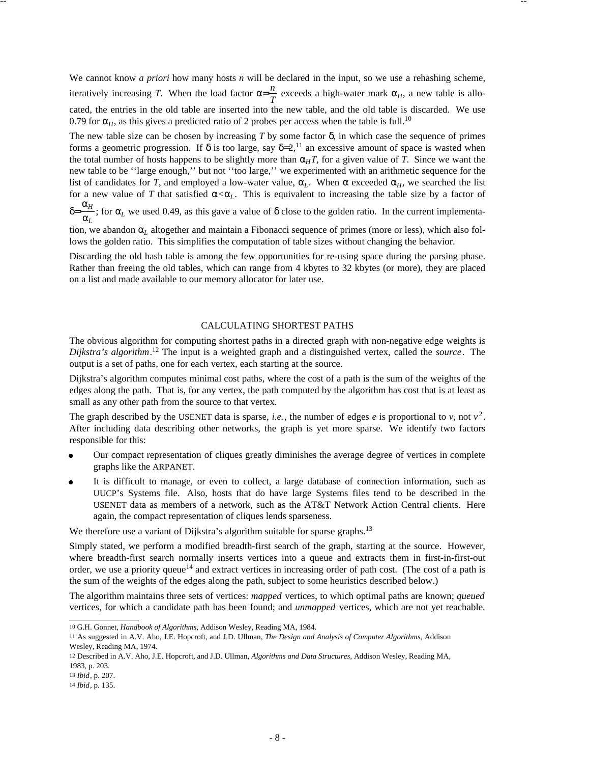We cannot know *a priori* how many hosts $n$ will be declared in the input, so we use a rehashing scheme, iteratively increasing $T$. When the load factor $\alpha = \frac{n}{T}$ exceeds a high-water mark $\alpha_H$, a new table is allocated, the entries in the old table are inserted into the new table, and the old table is discarded. We use 0.79 for $\alpha_H$, as this gives a predicted ratio of 2 probes per access when the table is full.[10]

The new table size can be chosen by increasing $T$ by some factor $\delta$, in which case the sequence of primes forms a geometric progression. If $\delta$ is too large, say $\delta = 2$,[11] an excessive amount of space is wasted when the total number of hosts happens to be slightly more than $\alpha_H T$, for a given value of $T$. Since we want the new table to be ''large enough,'' but not ''too large,'' we experimented with an arithmetic sequence for the list of candidates for $T$, and employed a low-water value, $\alpha_L$. When $\alpha$ exceeded $\alpha_H$, we searched the list for a new value of $T$ that satisfied $\alpha < \alpha_L$. This is equivalent to increasing the table size by a factor of $\delta = \frac{\alpha_H}{\alpha_L}$; for $\alpha_L$ we used 0.49, as this gave a value of $\delta$ close to the golden ratio. In the current implementation, we abandon $\alpha_L$ altogether and maintain a Fibonacci sequence of primes (more or less), which also follows the golden ratio. This simplifies the computation of table sizes without changing the behavior.

Discarding the old hash table is among the few opportunities for re-using space during the parsing phase. Rather than freeing the old tables, which can range from 4 kbytes to 32 kbytes (or more), they are placed on a list and made available to our memory allocator for later use.

## CALCULATING SHORTEST PATHS

The obvious algorithm for computing shortest paths in a directed graph with non-negative edge weights is *Dijkstra's algorithm*.[12] The input is a weighted graph and a distinguished vertex, called the *source*. The output is a set of paths, one for each vertex, each starting at the source.

Dijkstra's algorithm computes minimal cost paths, where the cost of a path is the sum of the weights of the edges along the path. That is, for any vertex, the path computed by the algorithm has cost that is at least as small as any other path from the source to that vertex.

The graph described by the USENET data is sparse, *i.e.*, the number of edges $e$ is proportional to $v$, not $v^2$. After including data describing other networks, the graph is yet more sparse. We identify two factors responsible for this:

- Our compact representation of cliques greatly diminishes the average degree of vertices in complete graphs like the ARPANET.
- It is difficult to manage, or even to collect, a large database of connection information, such as UUCP's Systems file. Also, hosts that do have large Systems files tend to be described in the USENET data as members of a network, such as the AT&T Network Action Central clients. Here again, the compact representation of cliques lends sparseness.

We therefore use a variant of Dijkstra's algorithm suitable for sparse graphs.[13]

Simply stated, we perform a modified breadth-first search of the graph, starting at the source. However, where breadth-first search normally inserts vertices into a queue and extracts them in first-in-first-out order, we use a priority queue[14] and extract vertices in increasing order of path cost. (The cost of a path is the sum of the weights of the edges along the path, subject to some heuristics described below.)

The algorithm maintains three sets of vertices: *mapped* vertices, to which optimal paths are known; *queued* vertices, for which a candidate path has been found; and *unmapped* vertices, which are not yet reachable.

---

10 G.H. Gonnet, *Handbook of Algorithms*, Addison Wesley, Reading MA, 1984.

11 As suggested in A.V. Aho, J.E. Hopcroft, and J.D. Ullman, *The Design and Analysis of Computer Algorithms*, Addison Wesley, Reading MA, 1974.

12 Described in A.V. Aho, J.E. Hopcroft, and J.D. Ullman, *Algorithms and Data Structures*, Addison Wesley, Reading MA, 1983, p. 203.

13 *Ibid*, p. 207.

14 *Ibid*, p. 135.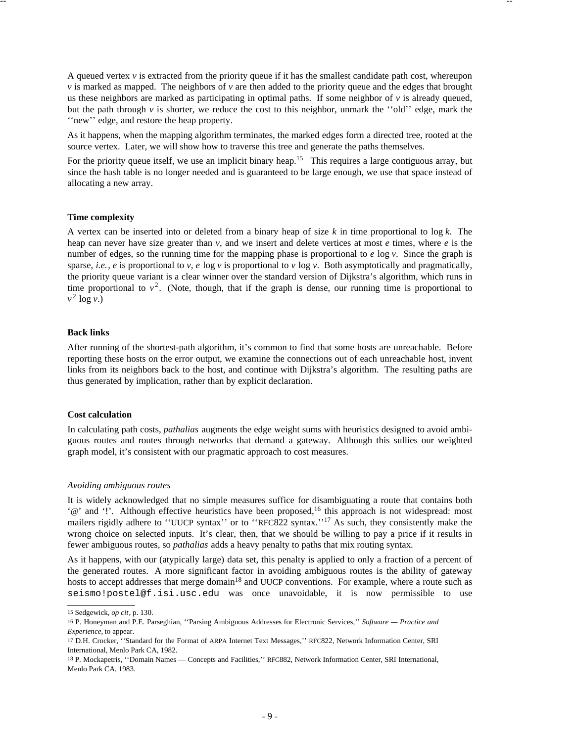A queued vertex $v$ is extracted from the priority queue if it has the smallest candidate path cost, whereupon $v$ is marked as mapped. The neighbors of $v$ are then added to the priority queue and the edges that brought us these neighbors are marked as participating in optimal paths. If some neighbor of $v$ is already queued, but the path through $v$ is shorter, we reduce the cost to this neighbor, unmark the ''old'' edge, mark the ''new'' edge, and restore the heap property.

As it happens, when the mapping algorithm terminates, the marked edges form a directed tree, rooted at the source vertex. Later, we will show how to traverse this tree and generate the paths themselves.

For the priority queue itself, we use an implicit binary heap.[15] This requires a large contiguous array, but since the hash table is no longer needed and is guaranteed to be large enough, we use that space instead of allocating a new array.

**Time complexity**

A vertex can be inserted into or deleted from a binary heap of size $k$ in time proportional to $\log k$. The heap can never have size greater than $v$, and we insert and delete vertices at most $e$ times, where $e$ is the number of edges, so the running time for the mapping phase is proportional to $e \log v$. Since the graph is sparse, *i.e.*, $e$ is proportional to $v$, $e \log v$ is proportional to $v \log v$. Both asymptotically and pragmatically, the priority queue variant is a clear winner over the standard version of Dijkstra's algorithm, which runs in time proportional to $v^2$. (Note, though, that if the graph is dense, our running time is proportional to $v^2 \log v$.)

**Back links**

After running of the shortest-path algorithm, it's common to find that some hosts are unreachable. Before reporting these hosts on the error output, we examine the connections out of each unreachable host, invent links from its neighbors back to the host, and continue with Dijkstra's algorithm. The resulting paths are thus generated by implication, rather than by explicit declaration.

**Cost calculation**

In calculating path costs, *pathalias* augments the edge weight sums with heuristics designed to avoid ambiguous routes and routes through networks that demand a gateway. Although this sullies our weighted graph model, it's consistent with our pragmatic approach to cost measures.

*Avoiding ambiguous routes*

It is widely acknowledged that no simple measures suffice for disambiguating a route that contains both '@' and '!'. Although effective heuristics have been proposed,[16] this approach is not widespread: most mailers rigidly adhere to ''UUCP syntax'' or to ''RFC822 syntax.''[17] As such, they consistently make the wrong choice on selected inputs. It's clear, then, that we should be willing to pay a price if it results in fewer ambiguous routes, so *pathalias* adds a heavy penalty to paths that mix routing syntax.

As it happens, with our (atypically large) data set, this penalty is applied to only a fraction of a percent of the generated routes. A more significant factor in avoiding ambiguous routes is the ability of gateway hosts to accept addresses that merge domain[18] and UUCP conventions. For example, where a route such as `seismo!postel@f.isi.usc.edu` was once unavoidable, it is now permissible to use

---

[15] Sedgewick, *op cit*, p. 130.

[16] P. Honeyman and P.E. Parseghian, ''Parsing Ambiguous Addresses for Electronic Services,'' *Software — Practice and Experience*, to appear.

[17] D.H. Crocker, ''Standard for the Format of ARPA Internet Text Messages,'' RFC822, Network Information Center, SRI International, Menlo Park CA, 1982.

[18] P. Mockapetris, ''Domain Names — Concepts and Facilities,'' RFC882, Network Information Center, SRI International, Menlo Park CA, 1983.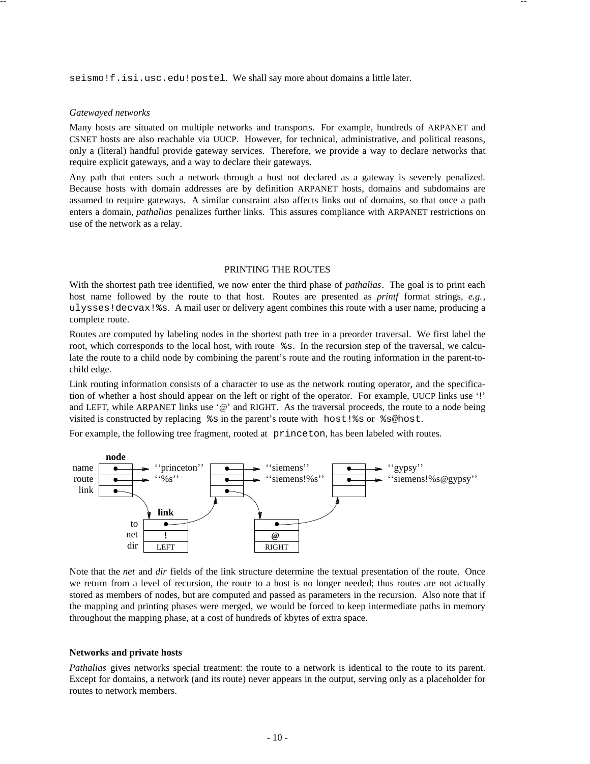seismo!f.isi.usc.edu!postel. We shall say more about domains a little later.

*Gatewayed networks*

Many hosts are situated on multiple networks and transports. For example, hundreds of ARPANET and CSNET hosts are also reachable via UUCP. However, for technical, administrative, and political reasons, only a (literal) handful provide gateway services. Therefore, we provide a way to declare networks that require explicit gateways, and a way to declare their gateways.

Any path that enters such a network through a host not declared as a gateway is severely penalized. Because hosts with domain addresses are by definition ARPANET hosts, domains and subdomains are assumed to require gateways. A similar constraint also affects links out of domains, so that once a path enters a domain, *pathalias* penalizes further links. This assures compliance with ARPANET restrictions on use of the network as a relay.

## PRINTING THE ROUTES

With the shortest path tree identified, we now enter the third phase of *pathalias*. The goal is to print each host name followed by the route to that host. Routes are presented as *printf* format strings, *e.g.*, `ulysses!decvax!%s`. A mail user or delivery agent combines this route with a user name, producing a complete route.

Routes are computed by labeling nodes in the shortest path tree in a preorder traversal. We first label the root, which corresponds to the local host, with route `%s`. In the recursion step of the traversal, we calculate the route to a child node by combining the parent's route and the routing information in the parent-to-child edge.

Link routing information consists of a character to use as the network routing operator, and the specification of whether a host should appear on the left or right of the operator. For example, UUCP links use '!' and LEFT, while ARPANET links use '@' and RIGHT. As the traversal proceeds, the route to a node being visited is constructed by replacing `%s` in the parent's route with `host!%s` or `%s@host`.

For example, the following tree fragment, rooted at `princeton`, has been labeled with routes.

```
       node
name  [ • ]--> ''princeton''  [ • ]--> ''siemens''     [ • ]--> ''gypsy''
route [ • ]--> ''%s''         [ • ]--> ''siemens!%s''  [ • ]--> ''siemens!%s@gypsy''
link  [ • ]                   [ • ]                    [   ]

          link
   to  [ • ]                       [ • ]
   net [ ! ]                       [ @ ]
   dir [ LEFT ]                    [ RIGHT ]
```

Note that the *net* and *dir* fields of the link structure determine the textual presentation of the route. Once we return from a level of recursion, the route to a host is no longer needed; thus routes are not actually stored as members of nodes, but are computed and passed as parameters in the recursion. Also note that if the mapping and printing phases were merged, we would be forced to keep intermediate paths in memory throughout the mapping phase, at a cost of hundreds of kbytes of extra space.

### Networks and private hosts

*Pathalias* gives networks special treatment: the route to a network is identical to the route to its parent. Except for domains, a network (and its route) never appears in the output, serving only as a placeholder for routes to network members.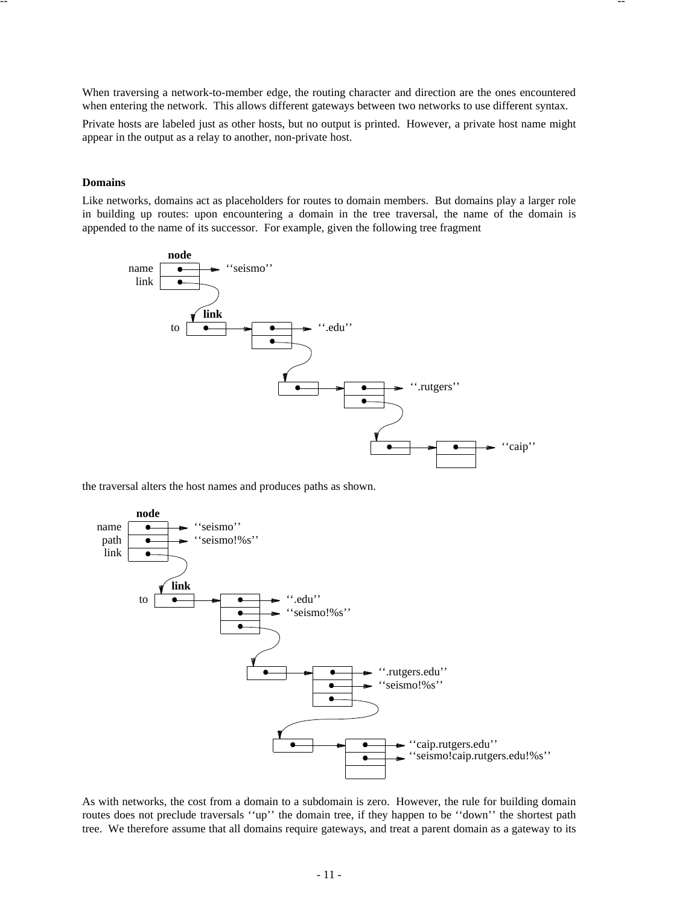When traversing a network-to-member edge, the routing character and direction are the ones encountered when entering the network. This allows different gateways between two networks to use different syntax.

Private hosts are labeled just as other hosts, but no output is printed. However, a private host name might appear in the output as a relay to another, non-private host.

### Domains

Like networks, domains act as placeholders for routes to domain members. But domains play a larger role in building up routes: upon encountering a domain in the tree traversal, the name of the domain is appended to the name of its successor. For example, given the following tree fragment

the traversal alters the host names and produces paths as shown.

As with networks, the cost from a domain to a subdomain is zero. However, the rule for building domain routes does not preclude traversals ‘‘up’’ the domain tree, if they happen to be ‘‘down’’ the shortest path tree. We therefore assume that all domains require gateways, and treat a parent domain as a gateway to its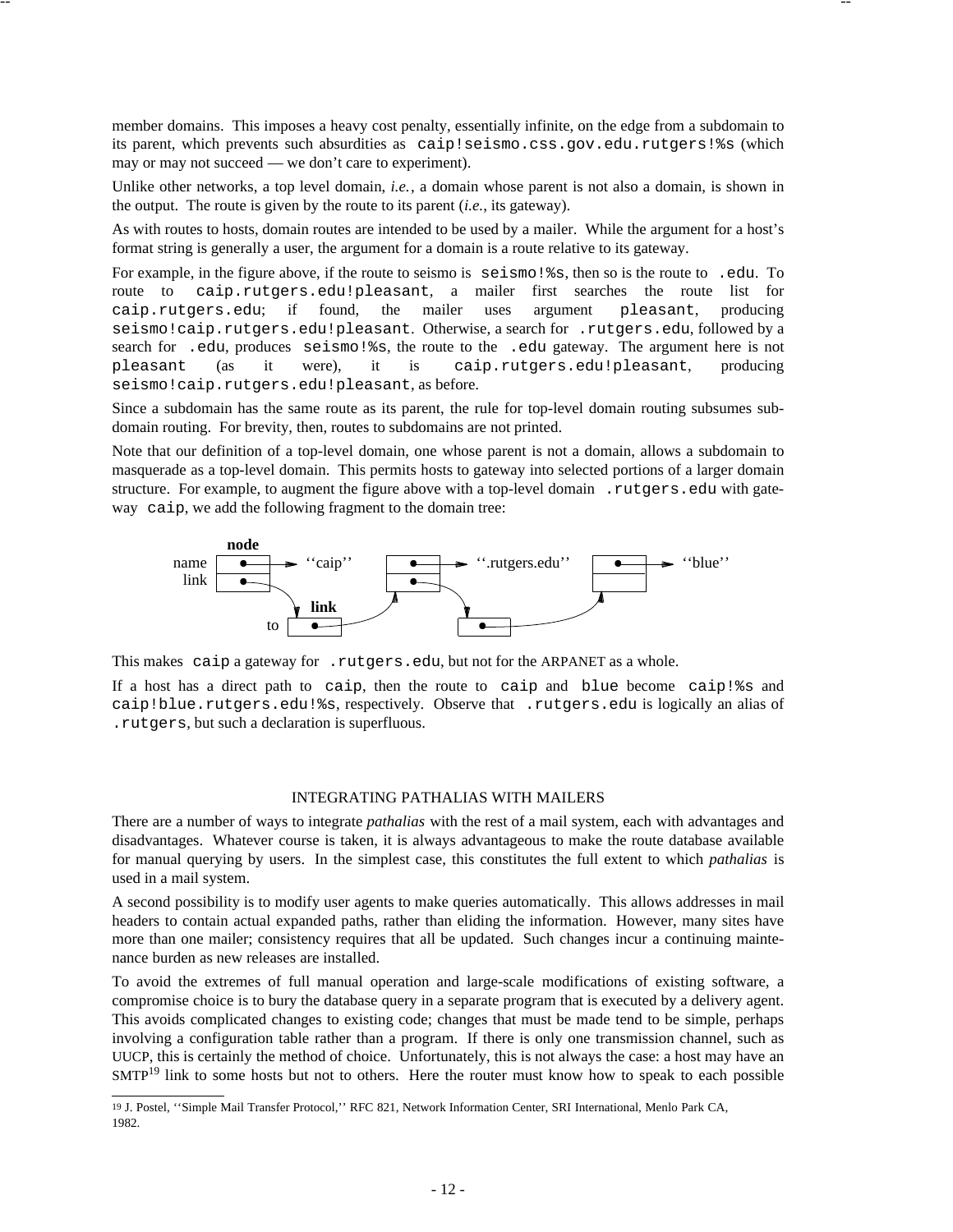member domains. This imposes a heavy cost penalty, essentially infinite, on the edge from a subdomain to its parent, which prevents such absurdities as `caip!seismo.css.gov.edu.rutgers!%s` (which may or may not succeed — we don't care to experiment).

Unlike other networks, a top level domain, *i.e.*, a domain whose parent is not also a domain, is shown in the output. The route is given by the route to its parent (*i.e.*, its gateway).

As with routes to hosts, domain routes are intended to be used by a mailer. While the argument for a host's format string is generally a user, the argument for a domain is a route relative to its gateway.

For example, in the figure above, if the route to seismo is `seismo!%s`, then so is the route to `.edu`. To route to `caip.rutgers.edu!pleasant`, a mailer first searches the route list for `caip.rutgers.edu`; if found, the mailer uses argument `pleasant`, producing `seismo!caip.rutgers.edu!pleasant`. Otherwise, a search for `.rutgers.edu`, followed by a search for `.edu`, produces `seismo!%s`, the route to the `.edu` gateway. The argument here is not `pleasant` (as it were), it is `caip.rutgers.edu!pleasant`, producing `seismo!caip.rutgers.edu!pleasant`, as before.

Since a subdomain has the same route as its parent, the rule for top-level domain routing subsumes subdomain routing. For brevity, then, routes to subdomains are not printed.

Note that our definition of a top-level domain, one whose parent is not a domain, allows a subdomain to masquerade as a top-level domain. This permits hosts to gateway into selected portions of a larger domain structure. For example, to augment the figure above with a top-level domain `.rutgers.edu` with gateway `caip`, we add the following fragment to the domain tree:

This makes `caip` a gateway for `.rutgers.edu`, but not for the ARPANET as a whole.

If a host has a direct path to `caip`, then the route to `caip` and `blue` become `caip!%s` and `caip!blue.rutgers.edu!%s`, respectively. Observe that `.rutgers.edu` is logically an alias of `.rutgers`, but such a declaration is superfluous.

## INTEGRATING PATHALIAS WITH MAILERS

There are a number of ways to integrate *pathalias* with the rest of a mail system, each with advantages and disadvantages. Whatever course is taken, it is always advantageous to make the route database available for manual querying by users. In the simplest case, this constitutes the full extent to which *pathalias* is used in a mail system.

A second possibility is to modify user agents to make queries automatically. This allows addresses in mail headers to contain actual expanded paths, rather than eliding the information. However, many sites have more than one mailer; consistency requires that all be updated. Such changes incur a continuing maintenance burden as new releases are installed.

To avoid the extremes of full manual operation and large-scale modifications of existing software, a compromise choice is to bury the database query in a separate program that is executed by a delivery agent. This avoids complicated changes to existing code; changes that must be made tend to be simple, perhaps involving a configuration table rather than a program. If there is only one transmission channel, such as UUCP, this is certainly the method of choice. Unfortunately, this is not always the case: a host may have an SMTP[19] link to some hosts but not to others. Here the router must know how to speak to each possible

[19] J. Postel, ''Simple Mail Transfer Protocol,'' RFC 821, Network Information Center, SRI International, Menlo Park CA, 1982.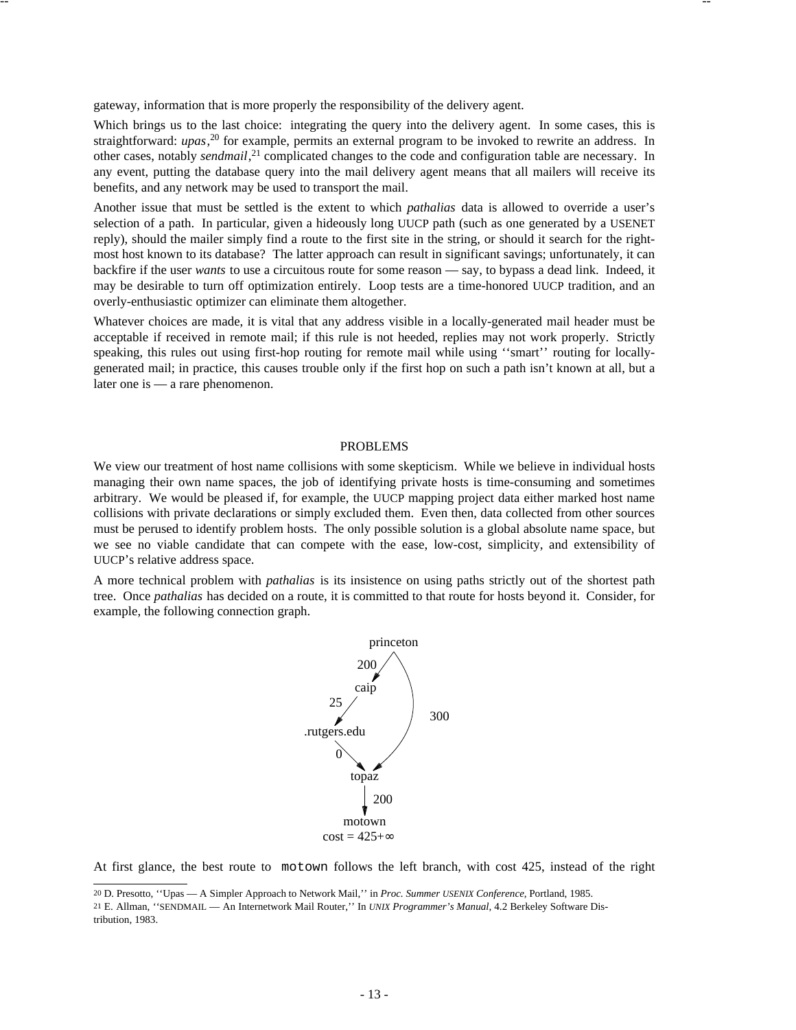gateway, information that is more properly the responsibility of the delivery agent.

Which brings us to the last choice: integrating the query into the delivery agent. In some cases, this is straightforward: *upas*,[20] for example, permits an external program to be invoked to rewrite an address. In other cases, notably *sendmail*,[21] complicated changes to the code and configuration table are necessary. In any event, putting the database query into the mail delivery agent means that all mailers will receive its benefits, and any network may be used to transport the mail.

Another issue that must be settled is the extent to which *pathalias* data is allowed to override a user's selection of a path. In particular, given a hideously long UUCP path (such as one generated by a USENET reply), should the mailer simply find a route to the first site in the string, or should it search for the rightmost host known to its database? The latter approach can result in significant savings; unfortunately, it can backfire if the user *wants* to use a circuitous route for some reason — say, to bypass a dead link. Indeed, it may be desirable to turn off optimization entirely. Loop tests are a time-honored UUCP tradition, and an overly-enthusiastic optimizer can eliminate them altogether.

Whatever choices are made, it is vital that any address visible in a locally-generated mail header must be acceptable if received in remote mail; if this rule is not heeded, replies may not work properly. Strictly speaking, this rules out using first-hop routing for remote mail while using ''smart'' routing for locally-generated mail; in practice, this causes trouble only if the first hop on such a path isn't known at all, but a later one is — a rare phenomenon.

## PROBLEMS

We view our treatment of host name collisions with some skepticism. While we believe in individual hosts managing their own name spaces, the job of identifying private hosts is time-consuming and sometimes arbitrary. We would be pleased if, for example, the UUCP mapping project data either marked host name collisions with private declarations or simply excluded them. Even then, data collected from other sources must be perused to identify problem hosts. The only possible solution is a global absolute name space, but we see no viable candidate that can compete with the ease, low-cost, simplicity, and extensibility of UUCP's relative address space.

A more technical problem with *pathalias* is its insistence on using paths strictly out of the shortest path tree. Once *pathalias* has decided on a route, it is committed to that route for hosts beyond it. Consider, for example, the following connection graph.

```
              princeton
         200 /         \
            caip        |
        25 /            | 300
   .rutgers.edu         |
          0 \           /
             topaz  <---
               | 200
               v
            motown
        cost = 425+∞
```

At first glance, the best route to `motown` follows the left branch, with cost 425, instead of the right

---

[20] D. Presotto, ''Upas — A Simpler Approach to Network Mail,'' in *Proc. Summer USENIX Conference*, Portland, 1985.

[21] E. Allman, ''SENDMAIL — An Internetwork Mail Router,'' In *UNIX Programmer's Manual*, 4.2 Berkeley Software Distribution, 1983.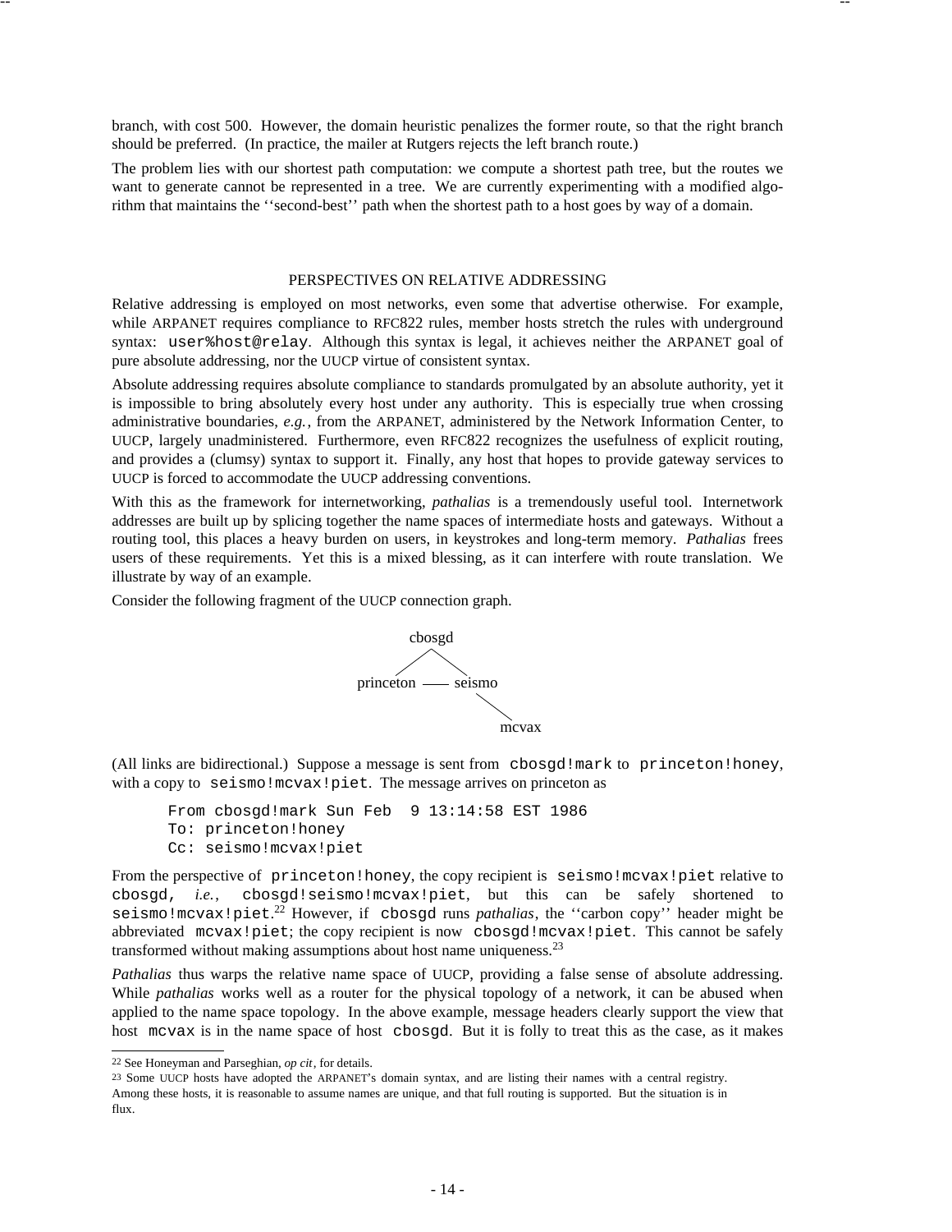branch, with cost 500. However, the domain heuristic penalizes the former route, so that the right branch should be preferred. (In practice, the mailer at Rutgers rejects the left branch route.)

The problem lies with our shortest path computation: we compute a shortest path tree, but the routes we want to generate cannot be represented in a tree. We are currently experimenting with a modified algorithm that maintains the ''second-best'' path when the shortest path to a host goes by way of a domain.

## PERSPECTIVES ON RELATIVE ADDRESSING

Relative addressing is employed on most networks, even some that advertise otherwise. For example, while ARPANET requires compliance to RFC822 rules, member hosts stretch the rules with underground syntax: `user%host@relay`. Although this syntax is legal, it achieves neither the ARPANET goal of pure absolute addressing, nor the UUCP virtue of consistent syntax.

Absolute addressing requires absolute compliance to standards promulgated by an absolute authority, yet it is impossible to bring absolutely every host under any authority. This is especially true when crossing administrative boundaries, *e.g.*, from the ARPANET, administered by the Network Information Center, to UUCP, largely unadministered. Furthermore, even RFC822 recognizes the usefulness of explicit routing, and provides a (clumsy) syntax to support it. Finally, any host that hopes to provide gateway services to UUCP is forced to accommodate the UUCP addressing conventions.

With this as the framework for internetworking, *pathalias* is a tremendously useful tool. Internetwork addresses are built up by splicing together the name spaces of intermediate hosts and gateways. Without a routing tool, this places a heavy burden on users, in keystrokes and long-term memory. *Pathalias* frees users of these requirements. Yet this is a mixed blessing, as it can interfere with route translation. We illustrate by way of an example.

Consider the following fragment of the UUCP connection graph.

```
              cbosgd
             /      \
     princeton ---- seismo
                        \
                         mcvax
```

(All links are bidirectional.) Suppose a message is sent from `cbosgd!mark` to `princeton!honey`, with a copy to `seismo!mcvax!piet`. The message arrives on princeton as

```
From cbosgd!mark Sun Feb  9 13:14:58 EST 1986
To: princeton!honey
Cc: seismo!mcvax!piet
```

From the perspective of `princeton!honey`, the copy recipient is `seismo!mcvax!piet` relative to `cbosgd`, *i.e.*, `cbosgd!seismo!mcvax!piet`, but this can be safely shortened to `seismo!mcvax!piet`.[22] However, if `cbosgd` runs *pathalias*, the ''carbon copy'' header might be abbreviated `mcvax!piet`; the copy recipient is now `cbosgd!mcvax!piet`. This cannot be safely transformed without making assumptions about host name uniqueness.[23]

*Pathalias* thus warps the relative name space of UUCP, providing a false sense of absolute addressing. While *pathalias* works well as a router for the physical topology of a network, it can be abused when applied to the name space topology. In the above example, message headers clearly support the view that host `mcvax` is in the name space of host `cbosgd`. But it is folly to treat this as the case, as it makes

---

[22] See Honeyman and Parseghian, *op cit*, for details.

[23] Some UUCP hosts have adopted the ARPANET's domain syntax, and are listing their names with a central registry. Among these hosts, it is reasonable to assume names are unique, and that full routing is supported. But the situation is in flux.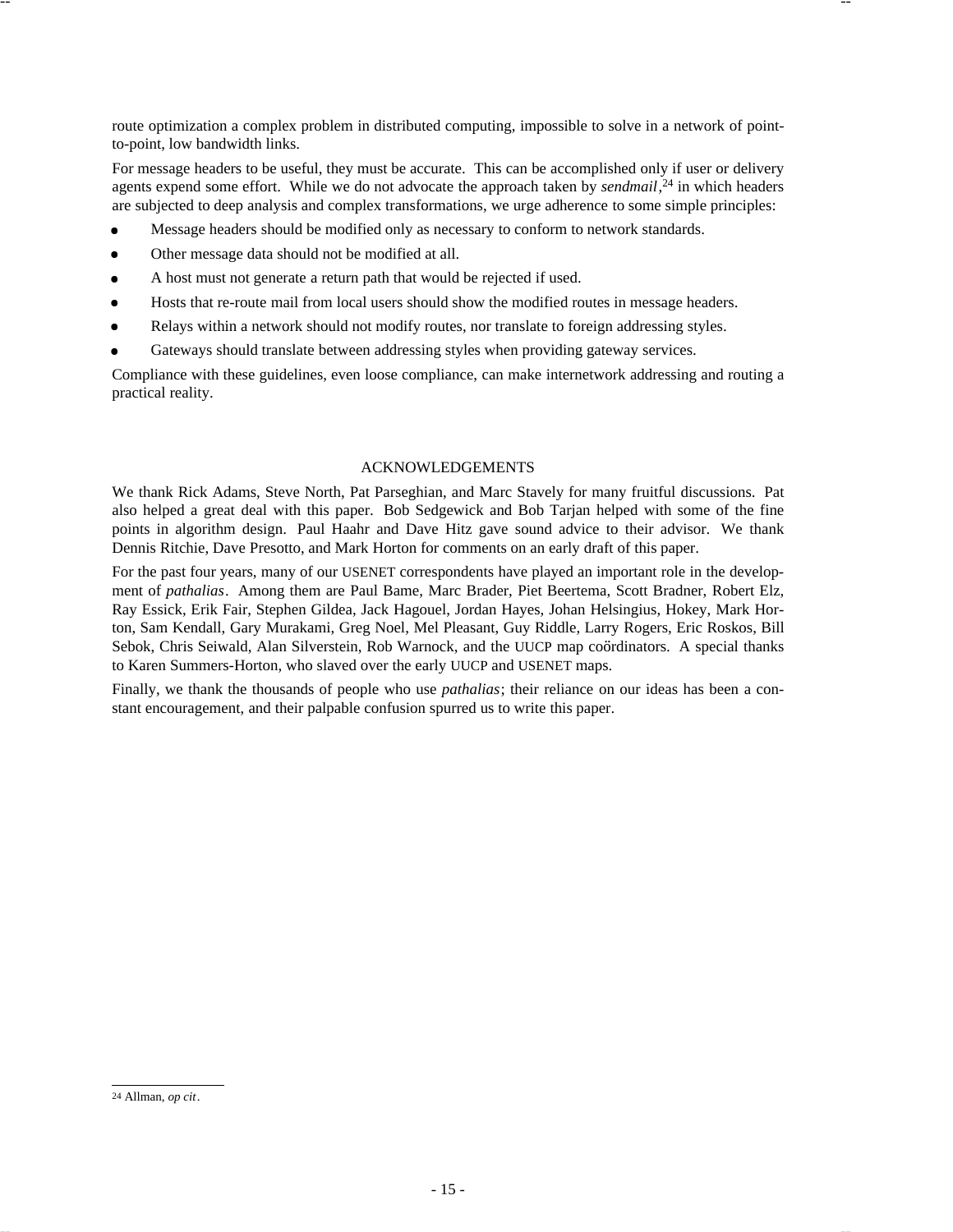route optimization a complex problem in distributed computing, impossible to solve in a network of point-to-point, low bandwidth links.

For message headers to be useful, they must be accurate. This can be accomplished only if user or delivery agents expend some effort. While we do not advocate the approach taken by *sendmail*,[24] in which headers are subjected to deep analysis and complex transformations, we urge adherence to some simple principles:

- Message headers should be modified only as necessary to conform to network standards.
- Other message data should not be modified at all.
- A host must not generate a return path that would be rejected if used.
- Hosts that re-route mail from local users should show the modified routes in message headers.
- Relays within a network should not modify routes, nor translate to foreign addressing styles.
- Gateways should translate between addressing styles when providing gateway services.

Compliance with these guidelines, even loose compliance, can make internetwork addressing and routing a practical reality.

## ACKNOWLEDGEMENTS

We thank Rick Adams, Steve North, Pat Parseghian, and Marc Stavely for many fruitful discussions. Pat also helped a great deal with this paper. Bob Sedgewick and Bob Tarjan helped with some of the fine points in algorithm design. Paul Haahr and Dave Hitz gave sound advice to their advisor. We thank Dennis Ritchie, Dave Presotto, and Mark Horton for comments on an early draft of this paper.

For the past four years, many of our USENET correspondents have played an important role in the development of *pathalias*. Among them are Paul Bame, Marc Brader, Piet Beertema, Scott Bradner, Robert Elz, Ray Essick, Erik Fair, Stephen Gildea, Jack Hagouel, Jordan Hayes, Johan Helsingius, Hokey, Mark Horton, Sam Kendall, Gary Murakami, Greg Noel, Mel Pleasant, Guy Riddle, Larry Rogers, Eric Roskos, Bill Sebok, Chris Seiwald, Alan Silverstein, Rob Warnock, and the UUCP map coördinators. A special thanks to Karen Summers-Horton, who slaved over the early UUCP and USENET maps.

Finally, we thank the thousands of people who use *pathalias*; their reliance on our ideas has been a constant encouragement, and their palpable confusion spurred us to write this paper.

---

[24] Allman, *op cit*.